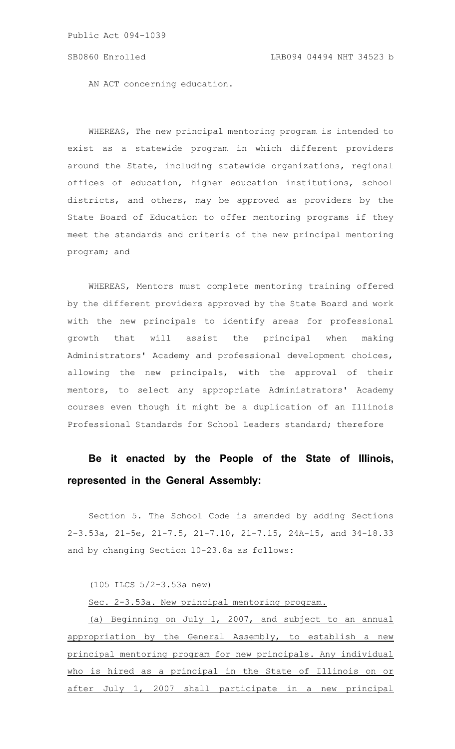Public Act 094-1039

SB0860 Enrolled LRB094 04494 NHT 34523 b

AN ACT concerning education.

WHEREAS, The new principal mentoring program is intended to exist as a statewide program in which different providers around the State, including statewide organizations, regional offices of education, higher education institutions, school districts, and others, may be approved as providers by the State Board of Education to offer mentoring programs if they meet the standards and criteria of the new principal mentoring program; and

WHEREAS, Mentors must complete mentoring training offered by the different providers approved by the State Board and work with the new principals to identify areas for professional growth that will assist the principal when making Administrators' Academy and professional development choices, allowing the new principals, with the approval of their mentors, to select any appropriate Administrators' Academy courses even though it might be a duplication of an Illinois Professional Standards for School Leaders standard; therefore

**Be it enacted by the People of the State of Illinois, represented in the General Assembly:**

Section 5. The School Code is amended by adding Sections 2-3.53a, 21-5e, 21-7.5, 21-7.10, 21-7.15, 24A-15, and 34-18.33 and by changing Section 10-23.8a as follows:

(105 ILCS 5/2-3.53a new)

<u>Sec. 2-3.53a. New principal mentoring program.</u>

<u>(a) Beginning on July 1, 2007, and subject to an annual appropriation by the General Assembly, to establish a new principal mentoring program for new principals. Any individual who is hired as a principal in the State of Illinois on or after July 1, 2007 shall participate in a new principal</u>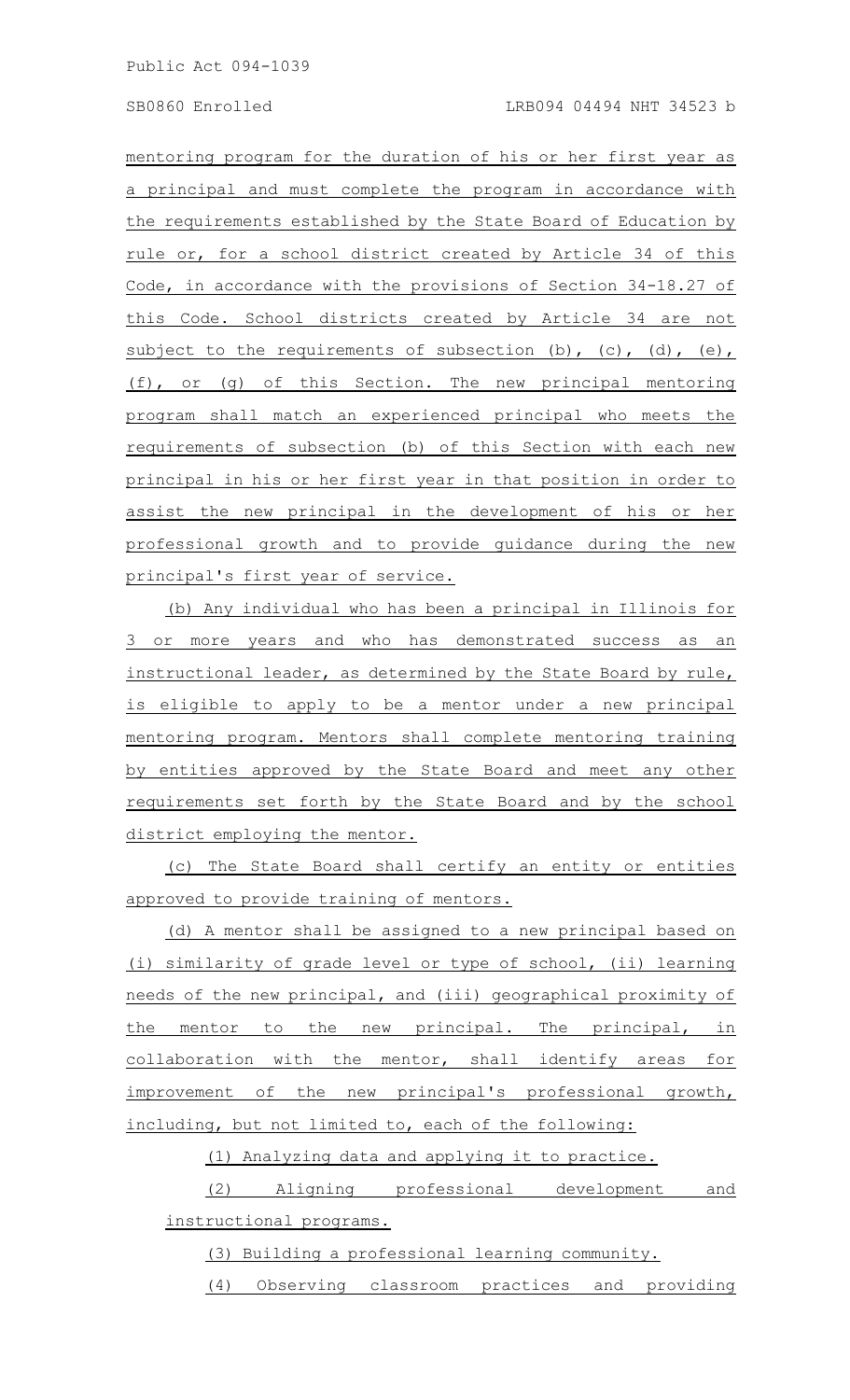mentoring program for the duration of his or her first year as a principal and must complete the program in accordance with the requirements established by the State Board of Education by rule or, for a school district created by Article 34 of this Code, in accordance with the provisions of Section 34-18.27 of this Code. School districts created by Article 34 are not subject to the requirements of subsection (b), (c), (d), (e), (f), or (g) of this Section. The new principal mentoring program shall match an experienced principal who meets the requirements of subsection (b) of this Section with each new principal in his or her first year in that position in order to assist the new principal in the development of his or her professional growth and to provide guidance during the new principal's first year of service.

(b) Any individual who has been a principal in Illinois for 3 or more years and who has demonstrated success as an instructional leader, as determined by the State Board by rule, is eligible to apply to be a mentor under a new principal mentoring program. Mentors shall complete mentoring training by entities approved by the State Board and meet any other requirements set forth by the State Board and by the school district employing the mentor.

(c) The State Board shall certify an entity or entities approved to provide training of mentors.

(d) A mentor shall be assigned to a new principal based on (i) similarity of grade level or type of school, (ii) learning needs of the new principal, and (iii) geographical proximity of the mentor to the new principal. The principal, in collaboration with the mentor, shall identify areas for improvement of the new principal's professional growth, including, but not limited to, each of the following:

(1) Analyzing data and applying it to practice.

(2) Aligning professional development and instructional programs.

(3) Building a professional learning community.

(4) Observing classroom practices and providing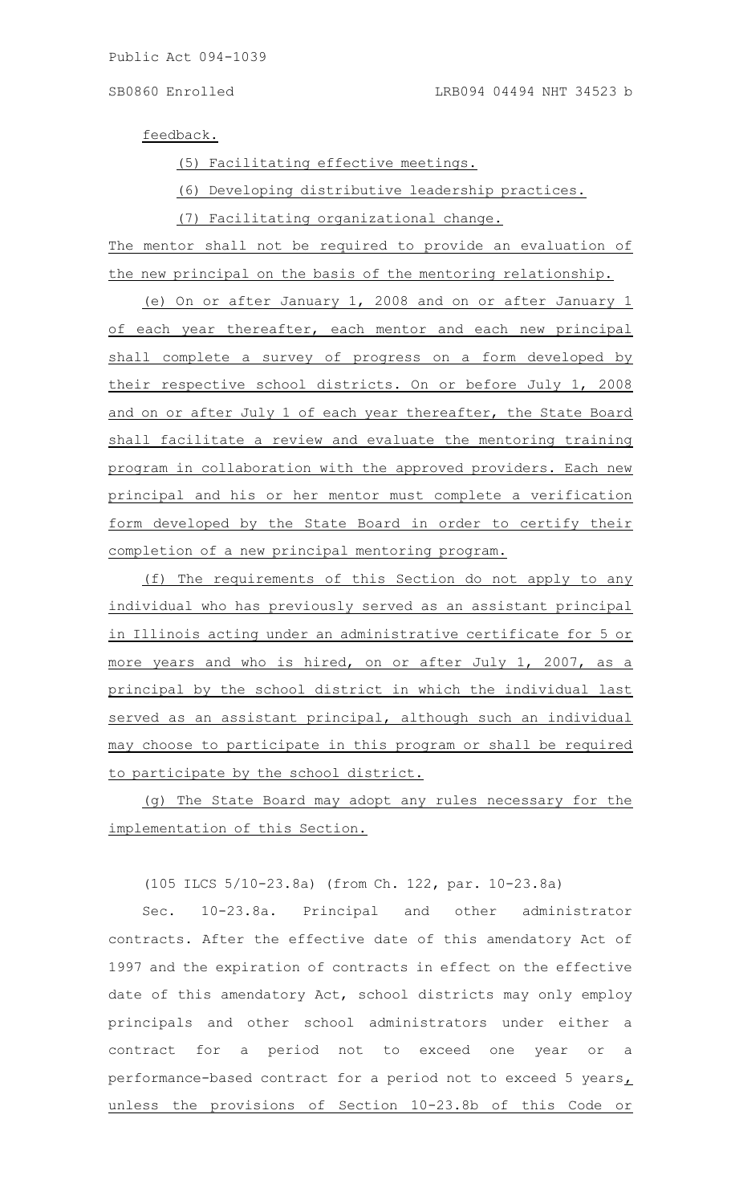feedback.

(5) Facilitating effective meetings.

(6) Developing distributive leadership practices.

(7) Facilitating organizational change.

The mentor shall not be required to provide an evaluation of the new principal on the basis of the mentoring relationship.

(e) On or after January 1, 2008 and on or after January 1 of each year thereafter, each mentor and each new principal shall complete a survey of progress on a form developed by their respective school districts. On or before July 1, 2008 and on or after July 1 of each year thereafter, the State Board shall facilitate a review and evaluate the mentoring training program in collaboration with the approved providers. Each new principal and his or her mentor must complete a verification form developed by the State Board in order to certify their completion of a new principal mentoring program.

(f) The requirements of this Section do not apply to any individual who has previously served as an assistant principal in Illinois acting under an administrative certificate for 5 or more years and who is hired, on or after July 1, 2007, as a principal by the school district in which the individual last served as an assistant principal, although such an individual may choose to participate in this program or shall be required to participate by the school district.

(g) The State Board may adopt any rules necessary for the implementation of this Section.

(105 ILCS 5/10-23.8a) (from Ch. 122, par. 10-23.8a)

Sec. 10-23.8a. Principal and other administrator contracts. After the effective date of this amendatory Act of 1997 and the expiration of contracts in effect on the effective date of this amendatory Act, school districts may only employ principals and other school administrators under either a contract for a period not to exceed one year or a performance-based contract for a period not to exceed 5 years, unless the provisions of Section 10-23.8b of this Code or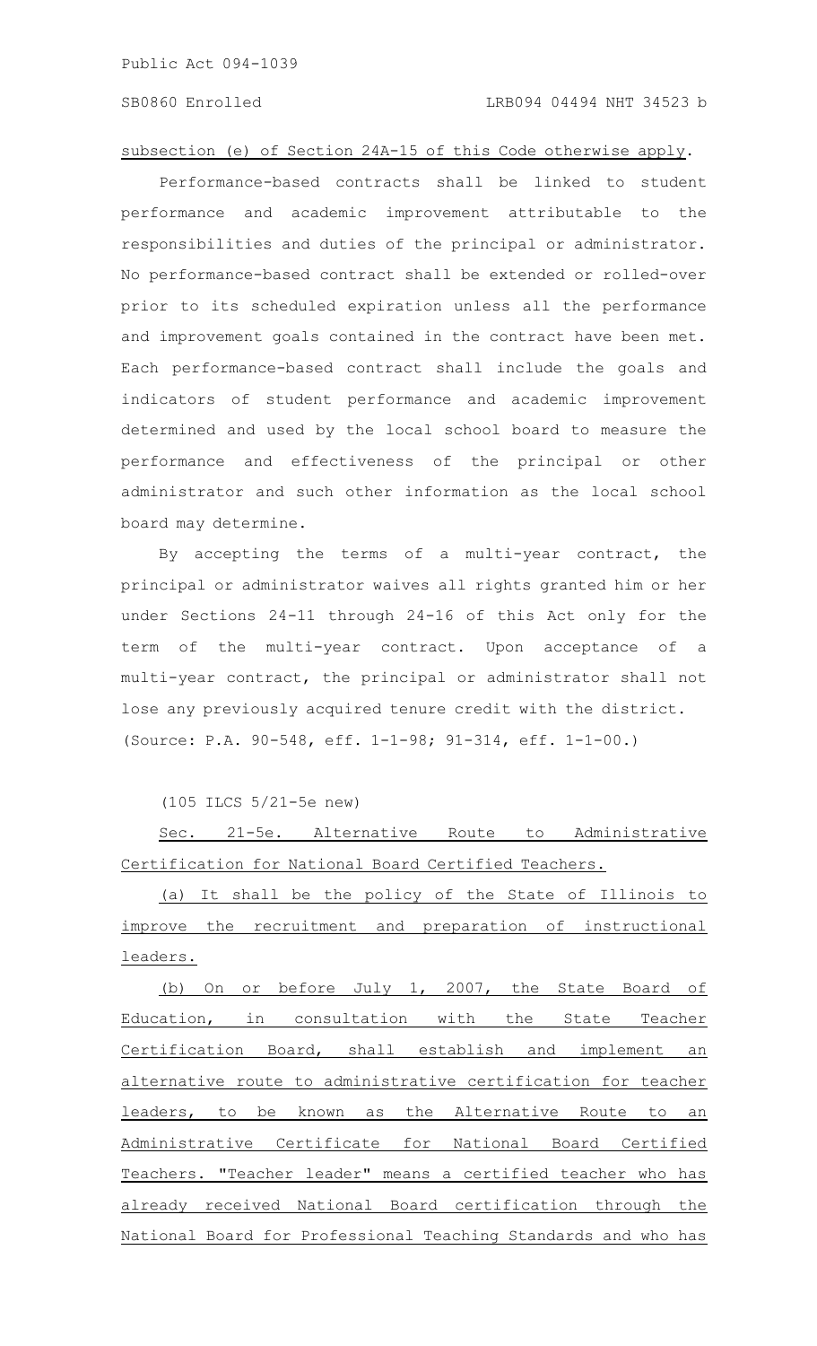subsection (e) of Section 24A-15 of this Code otherwise apply.

Performance-based contracts shall be linked to student performance and academic improvement attributable to the responsibilities and duties of the principal or administrator. No performance-based contract shall be extended or rolled-over prior to its scheduled expiration unless all the performance and improvement goals contained in the contract have been met. Each performance-based contract shall include the goals and indicators of student performance and academic improvement determined and used by the local school board to measure the performance and effectiveness of the principal or other administrator and such other information as the local school board may determine.

By accepting the terms of a multi-year contract, the principal or administrator waives all rights granted him or her under Sections 24-11 through 24-16 of this Act only for the term of the multi-year contract. Upon acceptance of a multi-year contract, the principal or administrator shall not lose any previously acquired tenure credit with the district.
(Source: P.A. 90-548, eff. 1-1-98; 91-314, eff. 1-1-00.)

(105 ILCS 5/21-5e new)

Sec. 21-5e. Alternative Route to Administrative Certification for National Board Certified Teachers.

(a) It shall be the policy of the State of Illinois to improve the recruitment and preparation of instructional leaders.

(b) On or before July 1, 2007, the State Board of Education, in consultation with the State Teacher Certification Board, shall establish and implement an alternative route to administrative certification for teacher leaders, to be known as the Alternative Route to an Administrative Certificate for National Board Certified Teachers. "Teacher leader" means a certified teacher who has already received National Board certification through the National Board for Professional Teaching Standards and who has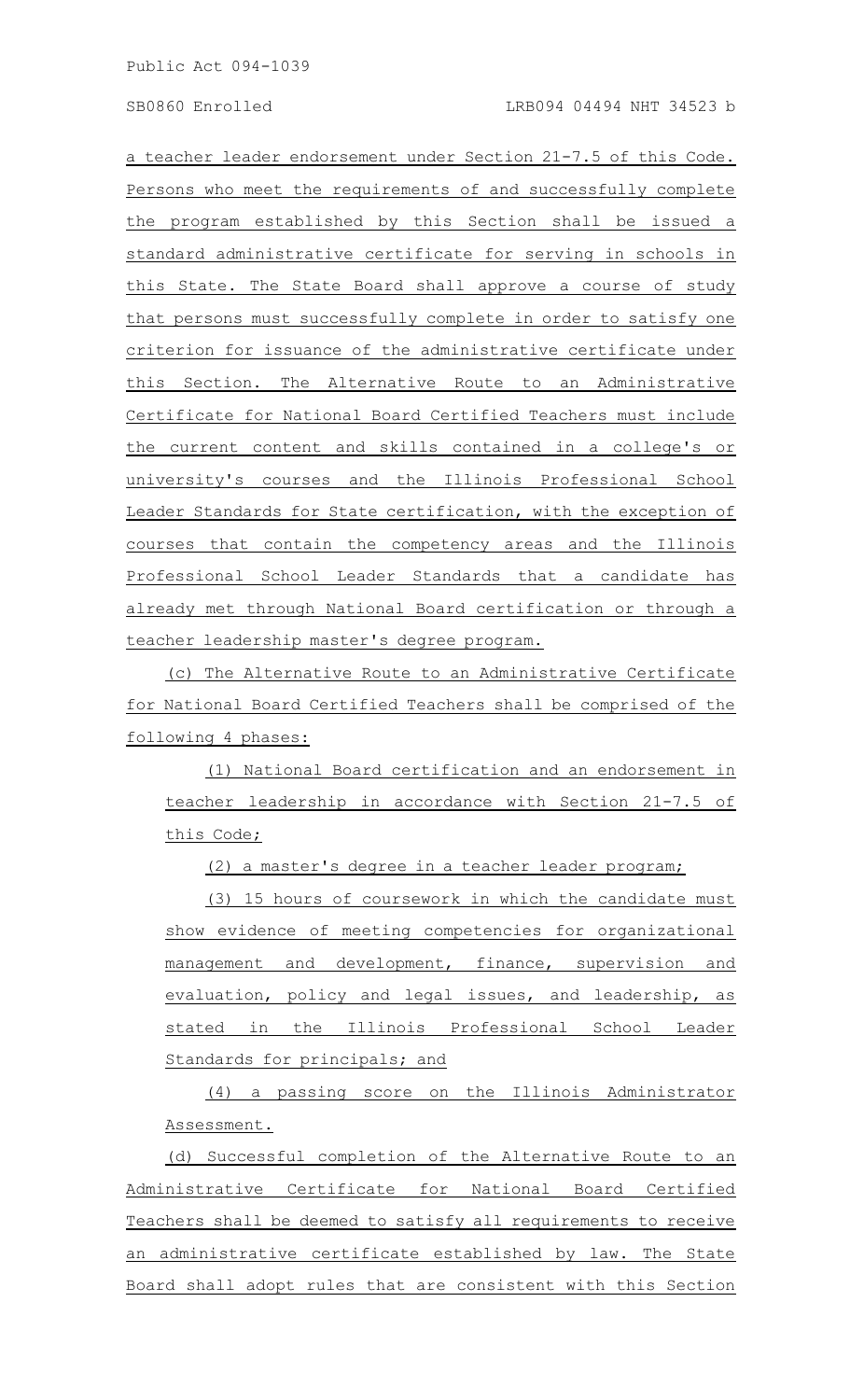a teacher leader endorsement under Section 21-7.5 of this Code. Persons who meet the requirements of and successfully complete the program established by this Section shall be issued a standard administrative certificate for serving in schools in this State. The State Board shall approve a course of study that persons must successfully complete in order to satisfy one criterion for issuance of the administrative certificate under this Section. The Alternative Route to an Administrative Certificate for National Board Certified Teachers must include the current content and skills contained in a college's or university's courses and the Illinois Professional School Leader Standards for State certification, with the exception of courses that contain the competency areas and the Illinois Professional School Leader Standards that a candidate has already met through National Board certification or through a teacher leadership master's degree program.

(c) The Alternative Route to an Administrative Certificate for National Board Certified Teachers shall be comprised of the following 4 phases:

(1) National Board certification and an endorsement in teacher leadership in accordance with Section 21-7.5 of this Code;

(2) a master's degree in a teacher leader program;

(3) 15 hours of coursework in which the candidate must show evidence of meeting competencies for organizational management and development, finance, supervision and evaluation, policy and legal issues, and leadership, as stated in the Illinois Professional School Leader Standards for principals; and

(4) a passing score on the Illinois Administrator Assessment.

(d) Successful completion of the Alternative Route to an Administrative Certificate for National Board Certified Teachers shall be deemed to satisfy all requirements to receive an administrative certificate established by law. The State Board shall adopt rules that are consistent with this Section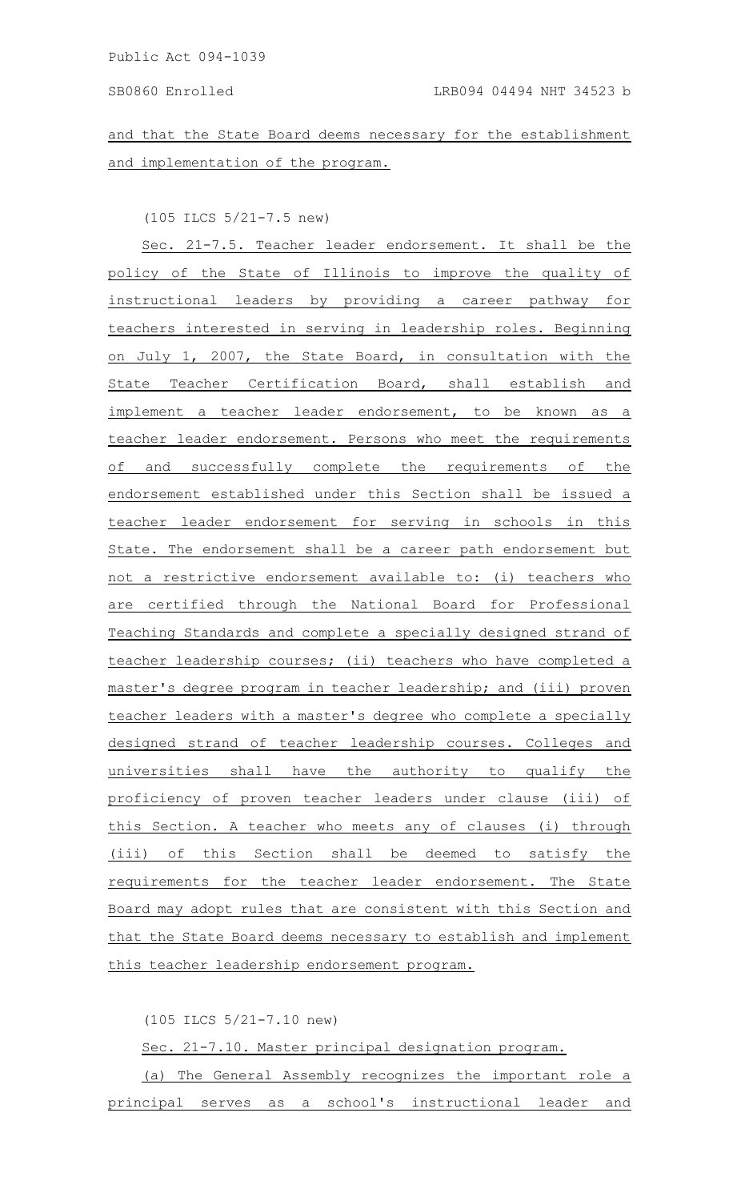and that the State Board deems necessary for the establishment and implementation of the program.

(105 ILCS 5/21-7.5 new)

Sec. 21-7.5. Teacher leader endorsement. It shall be the policy of the State of Illinois to improve the quality of instructional leaders by providing a career pathway for teachers interested in serving in leadership roles. Beginning on July 1, 2007, the State Board, in consultation with the State Teacher Certification Board, shall establish and implement a teacher leader endorsement, to be known as a teacher leader endorsement. Persons who meet the requirements of and successfully complete the requirements of the endorsement established under this Section shall be issued a teacher leader endorsement for serving in schools in this State. The endorsement shall be a career path endorsement but not a restrictive endorsement available to: (i) teachers who are certified through the National Board for Professional Teaching Standards and complete a specially designed strand of teacher leadership courses; (ii) teachers who have completed a master's degree program in teacher leadership; and (iii) proven teacher leaders with a master's degree who complete a specially designed strand of teacher leadership courses. Colleges and universities shall have the authority to qualify the proficiency of proven teacher leaders under clause (iii) of this Section. A teacher who meets any of clauses (i) through (iii) of this Section shall be deemed to satisfy the requirements for the teacher leader endorsement. The State Board may adopt rules that are consistent with this Section and that the State Board deems necessary to establish and implement this teacher leadership endorsement program.

(105 ILCS 5/21-7.10 new)

Sec. 21-7.10. Master principal designation program.

(a) The General Assembly recognizes the important role a principal serves as a school's instructional leader and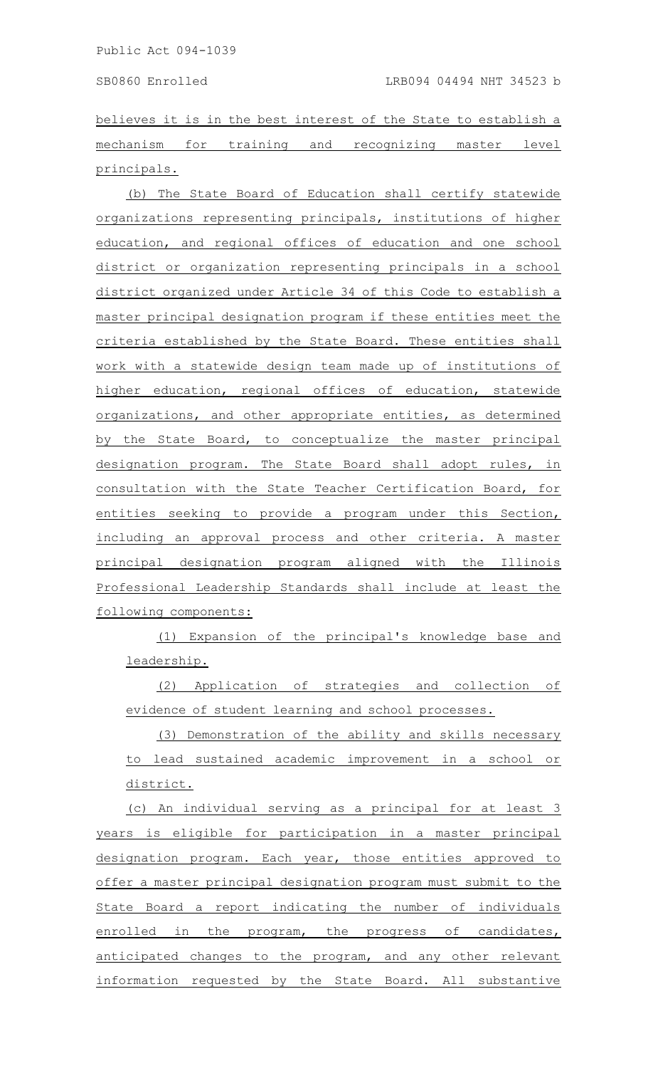believes it is in the best interest of the State to establish a mechanism for training and recognizing master level principals.

(b) The State Board of Education shall certify statewide organizations representing principals, institutions of higher education, and regional offices of education and one school district or organization representing principals in a school district organized under Article 34 of this Code to establish a master principal designation program if these entities meet the criteria established by the State Board. These entities shall work with a statewide design team made up of institutions of higher education, regional offices of education, statewide organizations, and other appropriate entities, as determined by the State Board, to conceptualize the master principal designation program. The State Board shall adopt rules, in consultation with the State Teacher Certification Board, for entities seeking to provide a program under this Section, including an approval process and other criteria. A master principal designation program aligned with the Illinois Professional Leadership Standards shall include at least the following components:

(1) Expansion of the principal's knowledge base and leadership.

(2) Application of strategies and collection of evidence of student learning and school processes.

(3) Demonstration of the ability and skills necessary to lead sustained academic improvement in a school or district.

(c) An individual serving as a principal for at least 3 years is eligible for participation in a master principal designation program. Each year, those entities approved to offer a master principal designation program must submit to the State Board a report indicating the number of individuals enrolled in the program, the progress of candidates, anticipated changes to the program, and any other relevant information requested by the State Board. All substantive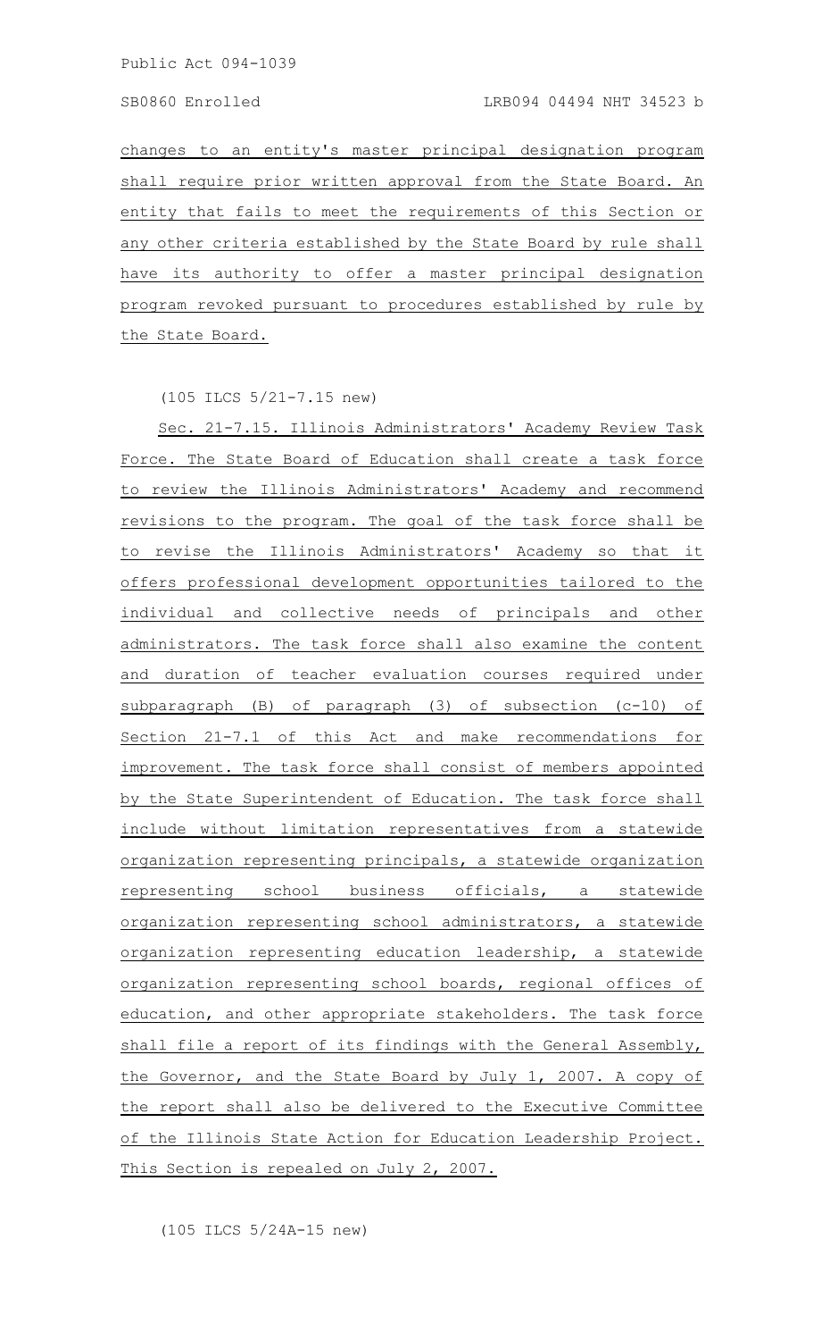changes to an entity's master principal designation program shall require prior written approval from the State Board. An entity that fails to meet the requirements of this Section or any other criteria established by the State Board by rule shall have its authority to offer a master principal designation program revoked pursuant to procedures established by rule by the State Board.

(105 ILCS 5/21-7.15 new)

Sec. 21-7.15. Illinois Administrators' Academy Review Task Force. The State Board of Education shall create a task force to review the Illinois Administrators' Academy and recommend revisions to the program. The goal of the task force shall be to revise the Illinois Administrators' Academy so that it offers professional development opportunities tailored to the individual and collective needs of principals and other administrators. The task force shall also examine the content and duration of teacher evaluation courses required under subparagraph (B) of paragraph (3) of subsection (c-10) of Section 21-7.1 of this Act and make recommendations for improvement. The task force shall consist of members appointed by the State Superintendent of Education. The task force shall include without limitation representatives from a statewide organization representing principals, a statewide organization representing school business officials, a statewide organization representing school administrators, a statewide organization representing education leadership, a statewide organization representing school boards, regional offices of education, and other appropriate stakeholders. The task force shall file a report of its findings with the General Assembly, the Governor, and the State Board by July 1, 2007. A copy of the report shall also be delivered to the Executive Committee of the Illinois State Action for Education Leadership Project. This Section is repealed on July 2, 2007.

(105 ILCS 5/24A-15 new)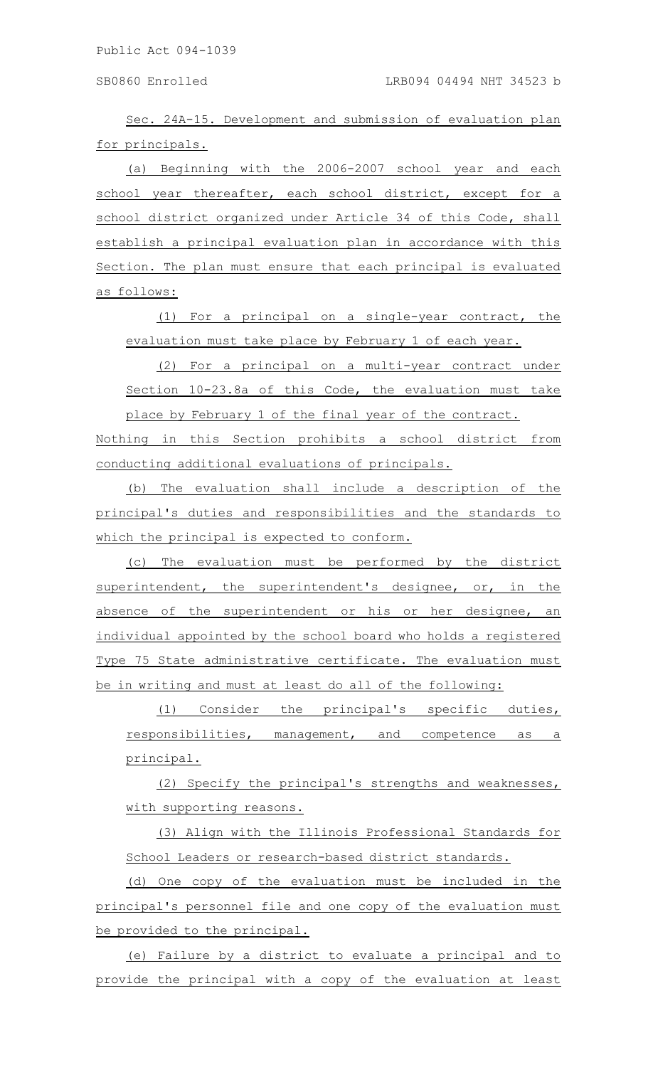Sec. 24A-15. Development and submission of evaluation plan for principals.

(a) Beginning with the 2006-2007 school year and each school year thereafter, each school district, except for a school district organized under Article 34 of this Code, shall establish a principal evaluation plan in accordance with this Section. The plan must ensure that each principal is evaluated as follows:

(1) For a principal on a single-year contract, the evaluation must take place by February 1 of each year.

(2) For a principal on a multi-year contract under Section 10-23.8a of this Code, the evaluation must take place by February 1 of the final year of the contract.

Nothing in this Section prohibits a school district from conducting additional evaluations of principals.

(b) The evaluation shall include a description of the principal's duties and responsibilities and the standards to which the principal is expected to conform.

(c) The evaluation must be performed by the district superintendent, the superintendent's designee, or, in the absence of the superintendent or his or her designee, an individual appointed by the school board who holds a registered Type 75 State administrative certificate. The evaluation must be in writing and must at least do all of the following:

(1) Consider the principal's specific duties, responsibilities, management, and competence as a principal.

(2) Specify the principal's strengths and weaknesses, with supporting reasons.

(3) Align with the Illinois Professional Standards for School Leaders or research-based district standards.

(d) One copy of the evaluation must be included in the principal's personnel file and one copy of the evaluation must be provided to the principal.

(e) Failure by a district to evaluate a principal and to provide the principal with a copy of the evaluation at least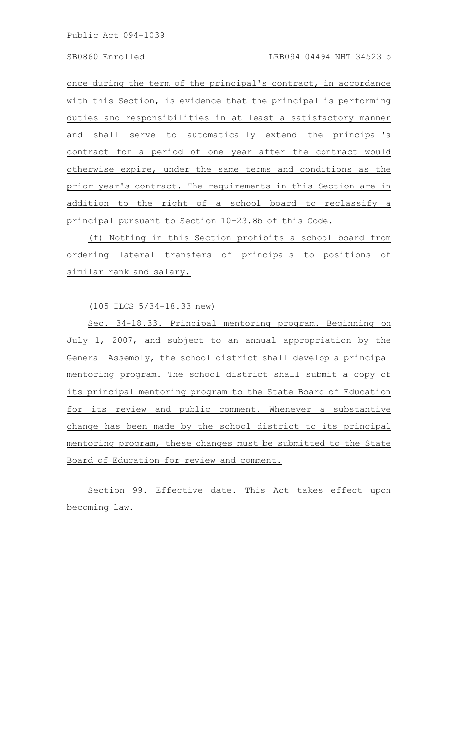once during the term of the principal's contract, in accordance with this Section, is evidence that the principal is performing duties and responsibilities in at least a satisfactory manner and shall serve to automatically extend the principal's contract for a period of one year after the contract would otherwise expire, under the same terms and conditions as the prior year's contract. The requirements in this Section are in addition to the right of a school board to reclassify a principal pursuant to Section 10-23.8b of this Code.

(f) Nothing in this Section prohibits a school board from ordering lateral transfers of principals to positions of similar rank and salary.

(105 ILCS 5/34-18.33 new)

Sec. 34-18.33. Principal mentoring program. Beginning on July 1, 2007, and subject to an annual appropriation by the General Assembly, the school district shall develop a principal mentoring program. The school district shall submit a copy of its principal mentoring program to the State Board of Education for its review and public comment. Whenever a substantive change has been made by the school district to its principal mentoring program, these changes must be submitted to the State Board of Education for review and comment.

Section 99. Effective date. This Act takes effect upon becoming law.